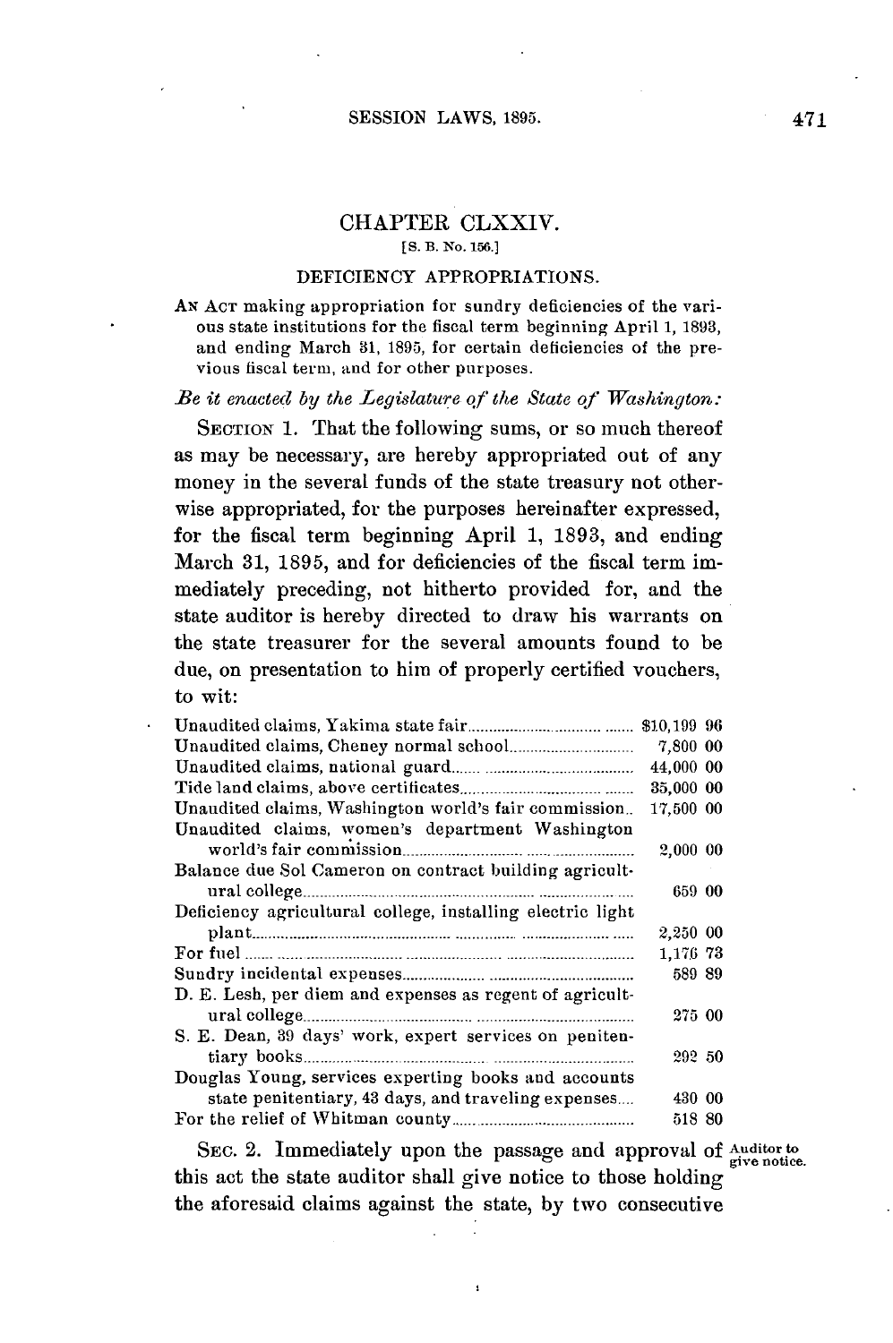# CHAPTER CLXXIV.

[S. B. No. 156.]

## DEFICIENCY APPROPRIATIONS.

AN ACT making appropriation for sundry deficiencies of the various state institutions for the fiscal term beginning April 1, 1893, and ending March 31, 1895, for certain deficiencies of the previous fiscal term, and for other purposes.

*Be it enacted by the Legislature of the State of Washington:*

SECTION 1. That the following sums, or so much thereof as may be necessary, are hereby appropriated out of any money in the several funds of the state treasury not otherwise appropriated, for the purposes hereinafter expressed, for the fiscal term beginning April 1, 1893, and ending March 31, 1895, and for deficiencies of the fiscal term immediately preceding, not hitherto provided for, and the state auditor is hereby directed to draw his warrants on the state treasurer for the several amounts found to be due, on presentation to him of properly certified vouchers, to wit:

| Item | Amount |
|---|---|
| Unaudited claims, Yakima state fair | $10,199 96 |
| Unaudited claims, Cheney normal school | 7,800 00 |
| Unaudited claims, national guard | 44,000 00 |
| Tide land claims, above certificates | 35,000 00 |
| Unaudited claims, Washington world's fair commission | 17,500 00 |
| Unaudited claims, women's department Washington world's fair commission | 2,000 00 |
| Balance due Sol Cameron on contract building agricultural college | 659 00 |
| Deficiency agricultural college, installing electric light plant | 2,250 00 |
| For fuel | 1,176 73 |
| Sundry incidental expenses | 589 89 |
| D. E. Lesh, per diem and expenses as regent of agricultural college | 275 00 |
| S. E. Dean, 39 days' work, expert services on penitentiary books | 292 50 |
| Douglas Young, services experting books and accounts state penitentiary, 43 days, and traveling expenses | 430 00 |
| For the relief of Whitman county | 518 80 |

SEC. 2. Immediately upon the passage and approval of this act the state auditor shall give notice to those holding the aforesaid claims against the state, by two consecutive

Auditor to give notice.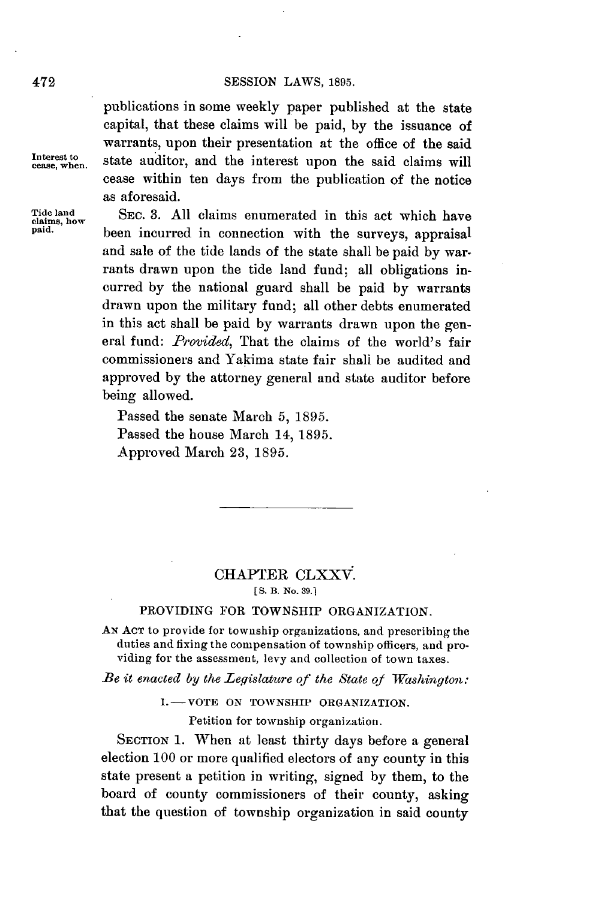publications in some weekly paper published at the state capital, that these claims will be paid, by the issuance of warrants, upon their presentation at the office of the said state auditor, and the interest upon the said claims will cease within ten days from the publication of the notice as aforesaid.

Interest to cease, when.

Tide land claims, how paid.

SEC. 3. All claims enumerated in this act which have been incurred in connection with the surveys, appraisal and sale of the tide lands of the state shall be paid by warrants drawn upon the tide land fund; all obligations incurred by the national guard shall be paid by warrants drawn upon the military fund; all other debts enumerated in this act shall be paid by warrants drawn upon the general fund: *Provided*, That the claims of the world's fair commissioners and Yakima state fair shall be audited and approved by the attorney general and state auditor before being allowed.

Passed the senate March 5, 1895.
Passed the house March 14, 1895.
Approved March 23, 1895.

---

## CHAPTER CLXXV.

[S. B. No. 39.]

### PROVIDING FOR TOWNSHIP ORGANIZATION.

AN ACT to provide for township organizations, and prescribing the duties and fixing the compensation of township officers, and providing for the assessment, levy and collection of town taxes.

*Be it enacted by the Legislature of the State of Washington:*

#### I.—VOTE ON TOWNSHIP ORGANIZATION.

Petition for township organization.

SECTION 1. When at least thirty days before a general election 100 or more qualified electors of any county in this state present a petition in writing, signed by them, to the board of county commissioners of their county, asking that the question of township organization in said county